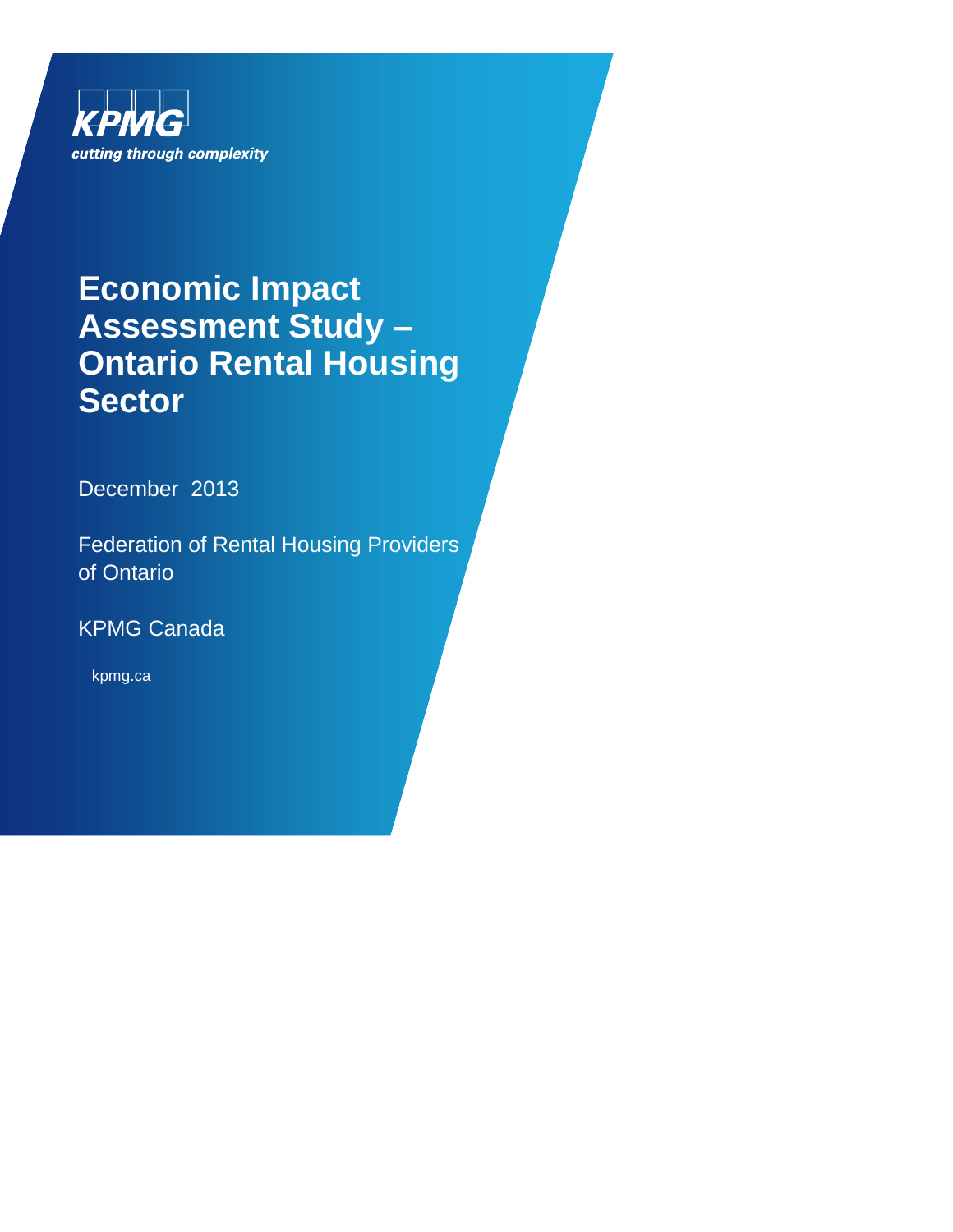KPMG

*cutting through complexity*

# Economic Impact Assessment Study – Ontario Rental Housing Sector

December 2013

Federation of Rental Housing Providers of Ontario

KPMG Canada

kpmg.ca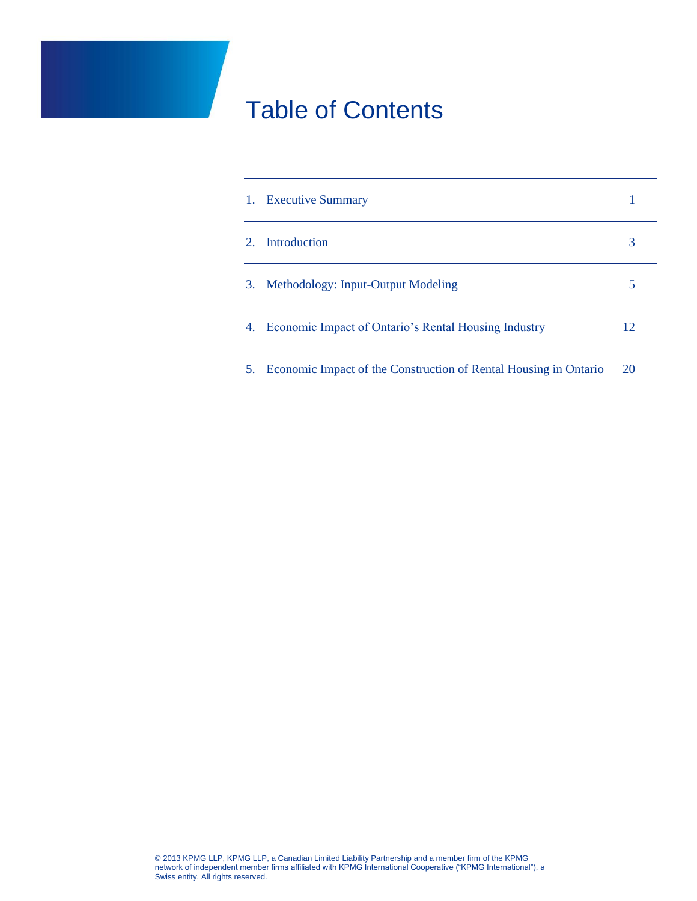# Table of Contents

| | | |
|---|---|---|
| 1. | Executive Summary | 1 |
| 2. | Introduction | 3 |
| 3. | Methodology: Input-Output Modeling | 5 |
| 4. | Economic Impact of Ontario's Rental Housing Industry | 12 |
| 5. | Economic Impact of the Construction of Rental Housing in Ontario | 20 |

© 2013 KPMG LLP, KPMG LLP, a Canadian Limited Liability Partnership and a member firm of the KPMG network of independent member firms affiliated with KPMG International Cooperative ("KPMG International"), a Swiss entity. All rights reserved.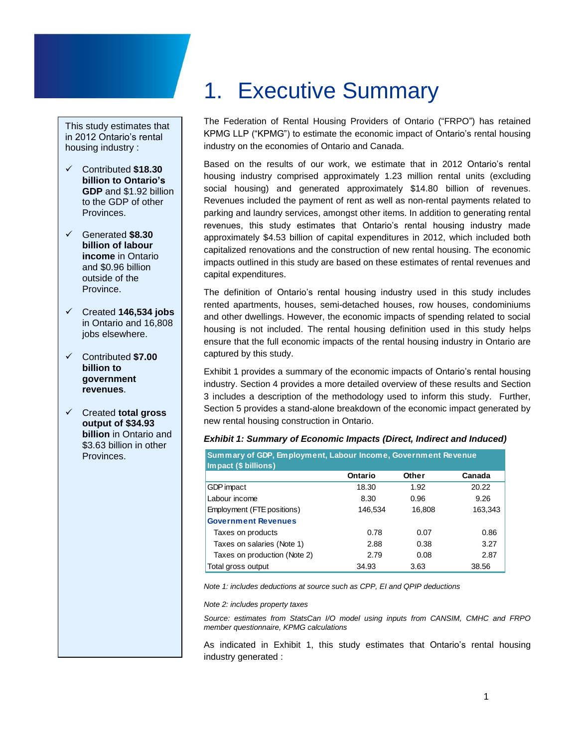# 1. Executive Summary

This study estimates that in 2012 Ontario's rental housing industry :

- ✓ Contributed **$18.30 billion to Ontario's GDP** and $1.92 billion to the GDP of other Provinces.
- ✓ Generated **$8.30 billion of labour income** in Ontario and $0.96 billion outside of the Province.
- ✓ Created **146,534 jobs** in Ontario and 16,808 jobs elsewhere.
- ✓ Contributed **$7.00 billion to government revenues**.
- ✓ Created **total gross output of $34.93 billion** in Ontario and $3.63 billion in other Provinces.

The Federation of Rental Housing Providers of Ontario ("FRPO") has retained KPMG LLP ("KPMG") to estimate the economic impact of Ontario's rental housing industry on the economies of Ontario and Canada.

Based on the results of our work, we estimate that in 2012 Ontario's rental housing industry comprised approximately 1.23 million rental units (excluding social housing) and generated approximately $14.80 billion of revenues. Revenues included the payment of rent as well as non-rental payments related to parking and laundry services, amongst other items. In addition to generating rental revenues, this study estimates that Ontario's rental housing industry made approximately $4.53 billion of capital expenditures in 2012, which included both capitalized renovations and the construction of new rental housing. The economic impacts outlined in this study are based on these estimates of rental revenues and capital expenditures.

The definition of Ontario's rental housing industry used in this study includes rented apartments, houses, semi-detached houses, row houses, condominiums and other dwellings. However, the economic impacts of spending related to social housing is not included. The rental housing definition used in this study helps ensure that the full economic impacts of the rental housing industry in Ontario are captured by this study.

Exhibit 1 provides a summary of the economic impacts of Ontario's rental housing industry. Section 4 provides a more detailed overview of these results and Section 3 includes a description of the methodology used to inform this study. Further, Section 5 provides a stand-alone breakdown of the economic impact generated by new rental housing construction in Ontario.

***Exhibit 1: Summary of Economic Impacts (Direct, Indirect and Induced)***

| Summary of GDP, Employment, Labour Income, Government Revenue Impact ($ billions) | Ontario | Other | Canada |
|---|---|---|---|
| GDP impact | 18.30 | 1.92 | 20.22 |
| Labour income | 8.30 | 0.96 | 9.26 |
| Employment (FTE positions) | 146,534 | 16,808 | 163,343 |
| **Government Revenues** | | | |
| Taxes on products | 0.78 | 0.07 | 0.86 |
| Taxes on salaries (Note 1) | 2.88 | 0.38 | 3.27 |
| Taxes on production (Note 2) | 2.79 | 0.08 | 2.87 |
| Total gross output | 34.93 | 3.63 | 38.56 |

*Note 1: includes deductions at source such as CPP, EI and QPIP deductions*

*Note 2: includes property taxes*

*Source: estimates from StatsCan I/O model using inputs from CANSIM, CMHC and FRPO member questionnaire, KPMG calculations*

As indicated in Exhibit 1, this study estimates that Ontario's rental housing industry generated :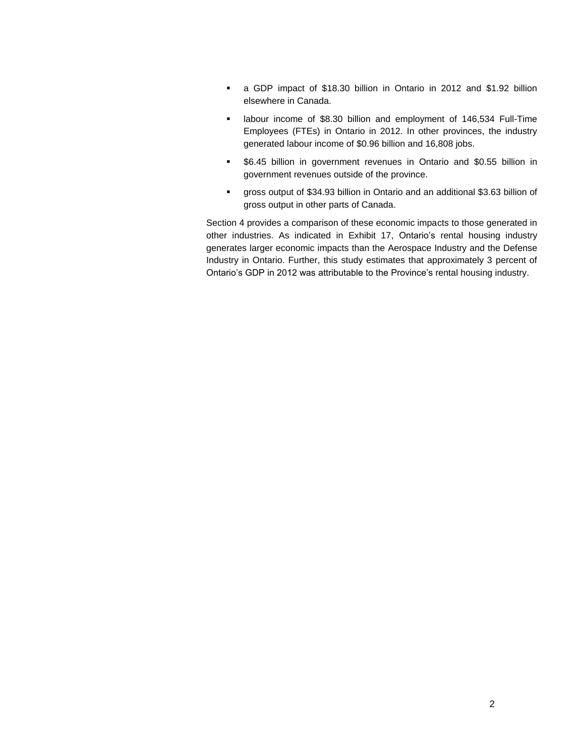- a GDP impact of $18.30 billion in Ontario in 2012 and $1.92 billion elsewhere in Canada.
- labour income of $8.30 billion and employment of 146,534 Full-Time Employees (FTEs) in Ontario in 2012. In other provinces, the industry generated labour income of $0.96 billion and 16,808 jobs.
- $6.45 billion in government revenues in Ontario and $0.55 billion in government revenues outside of the province.
- gross output of $34.93 billion in Ontario and an additional $3.63 billion of gross output in other parts of Canada.

Section 4 provides a comparison of these economic impacts to those generated in other industries. As indicated in Exhibit 17, Ontario's rental housing industry generates larger economic impacts than the Aerospace Industry and the Defense Industry in Ontario. Further, this study estimates that approximately 3 percent of Ontario's GDP in 2012 was attributable to the Province's rental housing industry.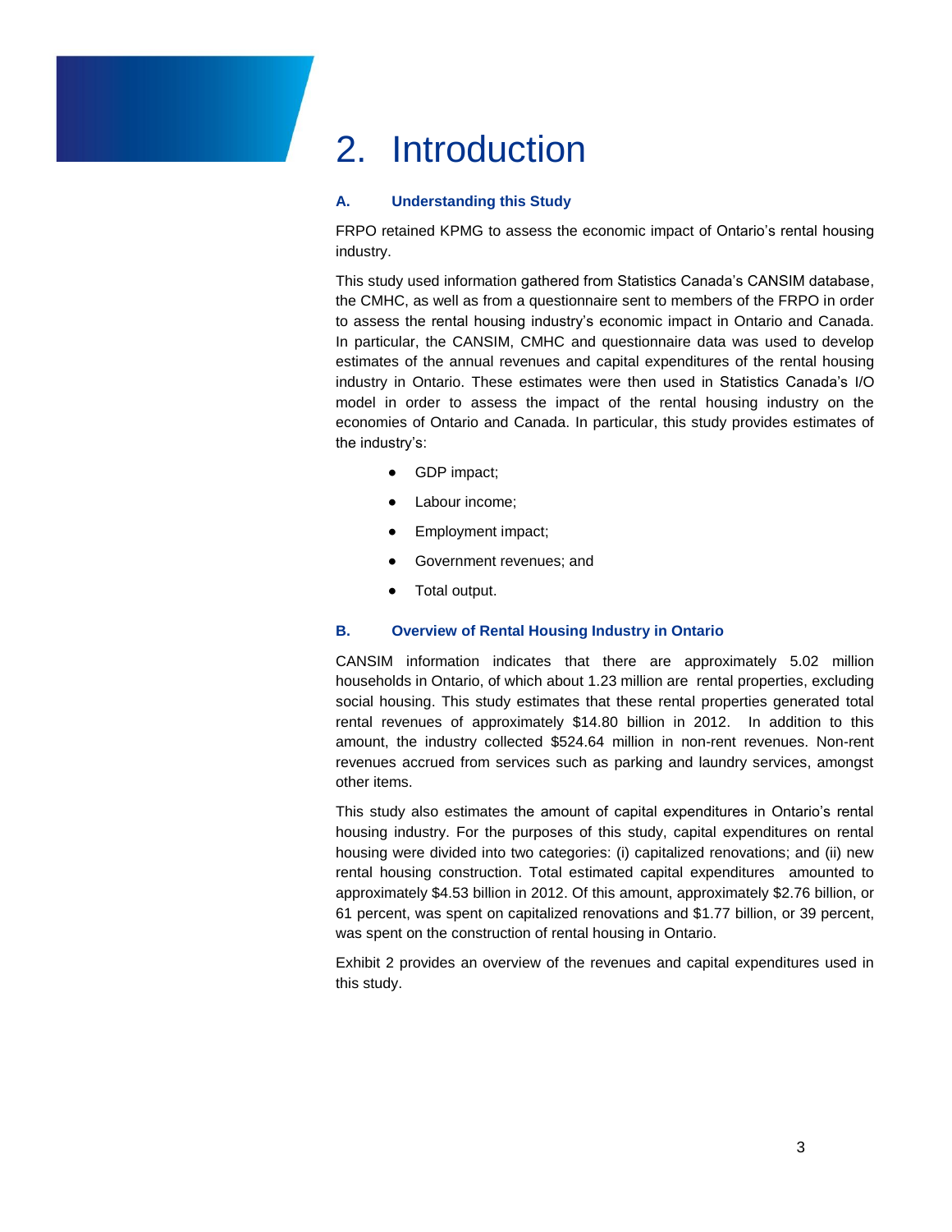# 2. Introduction

### A. Understanding this Study

FRPO retained KPMG to assess the economic impact of Ontario's rental housing industry.

This study used information gathered from Statistics Canada's CANSIM database, the CMHC, as well as from a questionnaire sent to members of the FRPO in order to assess the rental housing industry's economic impact in Ontario and Canada. In particular, the CANSIM, CMHC and questionnaire data was used to develop estimates of the annual revenues and capital expenditures of the rental housing industry in Ontario. These estimates were then used in Statistics Canada's I/O model in order to assess the impact of the rental housing industry on the economies of Ontario and Canada. In particular, this study provides estimates of the industry's:

- GDP impact;
- Labour income;
- Employment impact;
- Government revenues; and
- Total output.

### B. Overview of Rental Housing Industry in Ontario

CANSIM information indicates that there are approximately 5.02 million households in Ontario, of which about 1.23 million are rental properties, excluding social housing. This study estimates that these rental properties generated total rental revenues of approximately $14.80 billion in 2012. In addition to this amount, the industry collected $524.64 million in non-rent revenues. Non-rent revenues accrued from services such as parking and laundry services, amongst other items.

This study also estimates the amount of capital expenditures in Ontario's rental housing industry. For the purposes of this study, capital expenditures on rental housing were divided into two categories: (i) capitalized renovations; and (ii) new rental housing construction. Total estimated capital expenditures amounted to approximately $4.53 billion in 2012. Of this amount, approximately $2.76 billion, or 61 percent, was spent on capitalized renovations and $1.77 billion, or 39 percent, was spent on the construction of rental housing in Ontario.

Exhibit 2 provides an overview of the revenues and capital expenditures used in this study.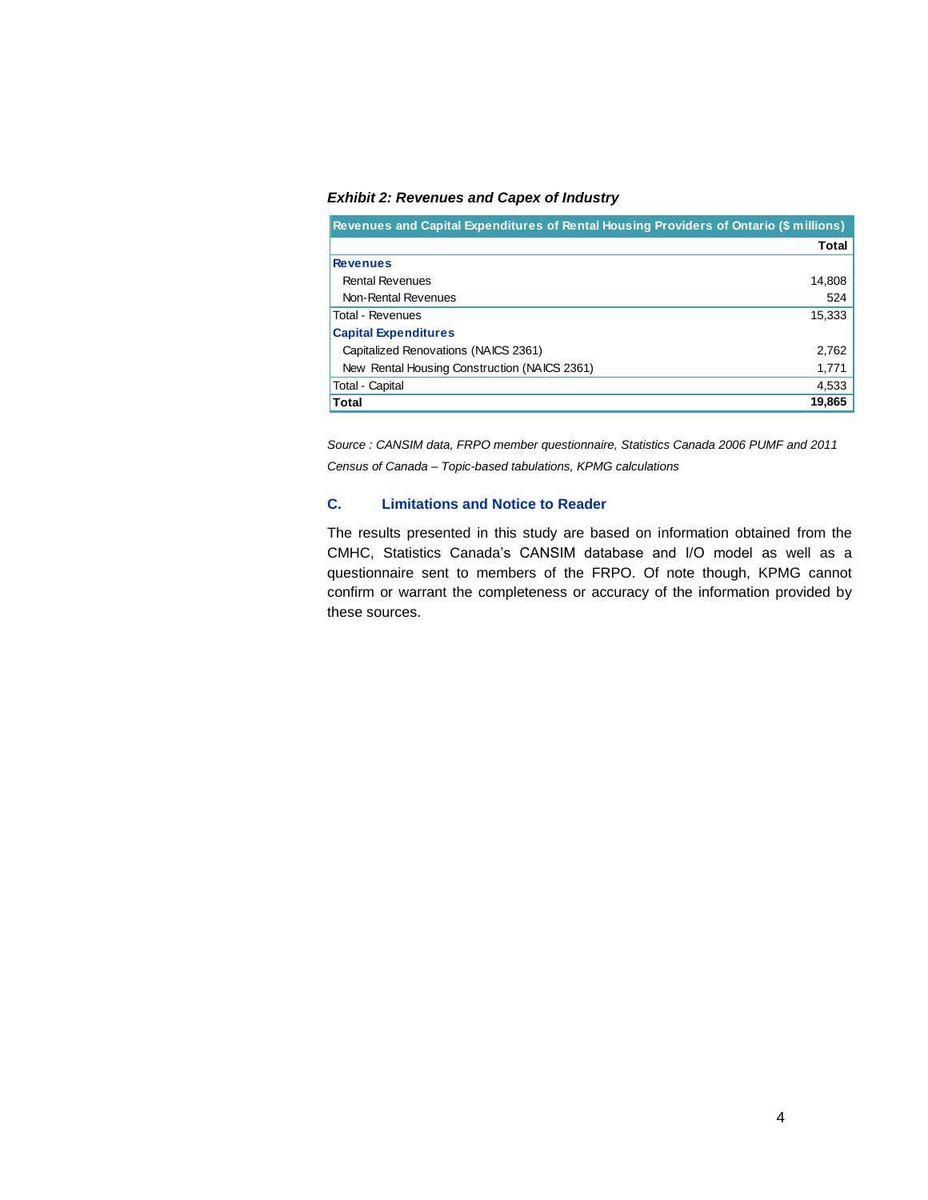***Exhibit 2: Revenues and Capex of Industry***

| Revenues and Capital Expenditures of Rental Housing Providers of Ontario ($ millions) | Total |
|---|---|
| **Revenues** | |
| Rental Revenues | 14,808 |
| Non-Rental Revenues | 524 |
| Total - Revenues | 15,333 |
| **Capital Expenditures** | |
| Capitalized Renovations (NAICS 2361) | 2,762 |
| New Rental Housing Construction (NAICS 2361) | 1,771 |
| Total - Capital | 4,533 |
| **Total** | **19,865** |

*Source : CANSIM data, FRPO member questionnaire, Statistics Canada 2006 PUMF and 2011 Census of Canada – Topic-based tabulations, KPMG calculations*

### C. Limitations and Notice to Reader

The results presented in this study are based on information obtained from the CMHC, Statistics Canada's CANSIM database and I/O model as well as a questionnaire sent to members of the FRPO. Of note though, KPMG cannot confirm or warrant the completeness or accuracy of the information provided by these sources.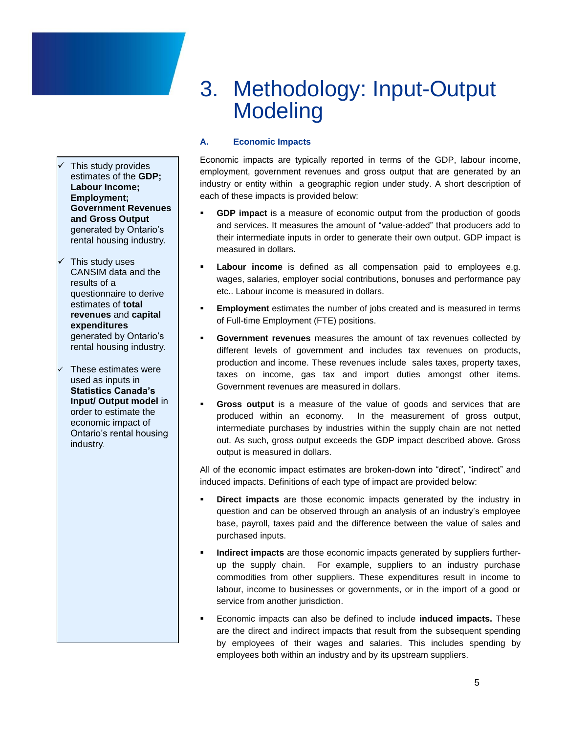# 3. Methodology: Input-Output Modeling

- ✓ This study provides estimates of the **GDP; Labour Income; Employment; Government Revenues and Gross Output** generated by Ontario's rental housing industry.
- ✓ This study uses CANSIM data and the results of a questionnaire to derive estimates of **total revenues** and **capital expenditures** generated by Ontario's rental housing industry.
- ✓ These estimates were used as inputs in **Statistics Canada's Input/ Output model** in order to estimate the economic impact of Ontario's rental housing industry.

## A. Economic Impacts

Economic impacts are typically reported in terms of the GDP, labour income, employment, government revenues and gross output that are generated by an industry or entity within a geographic region under study. A short description of each of these impacts is provided below:

- **GDP impact** is a measure of economic output from the production of goods and services. It measures the amount of "value-added" that producers add to their intermediate inputs in order to generate their own output. GDP impact is measured in dollars.
- **Labour income** is defined as all compensation paid to employees e.g. wages, salaries, employer social contributions, bonuses and performance pay etc.. Labour income is measured in dollars.
- **Employment** estimates the number of jobs created and is measured in terms of Full-time Employment (FTE) positions.
- **Government revenues** measures the amount of tax revenues collected by different levels of government and includes tax revenues on products, production and income. These revenues include sales taxes, property taxes, taxes on income, gas tax and import duties amongst other items. Government revenues are measured in dollars.
- **Gross output** is a measure of the value of goods and services that are produced within an economy. In the measurement of gross output, intermediate purchases by industries within the supply chain are not netted out. As such, gross output exceeds the GDP impact described above. Gross output is measured in dollars.

All of the economic impact estimates are broken-down into "direct", "indirect" and induced impacts. Definitions of each type of impact are provided below:

- **Direct impacts** are those economic impacts generated by the industry in question and can be observed through an analysis of an industry's employee base, payroll, taxes paid and the difference between the value of sales and purchased inputs.
- **Indirect impacts** are those economic impacts generated by suppliers further-up the supply chain. For example, suppliers to an industry purchase commodities from other suppliers. These expenditures result in income to labour, income to businesses or governments, or in the import of a good or service from another jurisdiction.
- Economic impacts can also be defined to include **induced impacts.** These are the direct and indirect impacts that result from the subsequent spending by employees of their wages and salaries. This includes spending by employees both within an industry and by its upstream suppliers.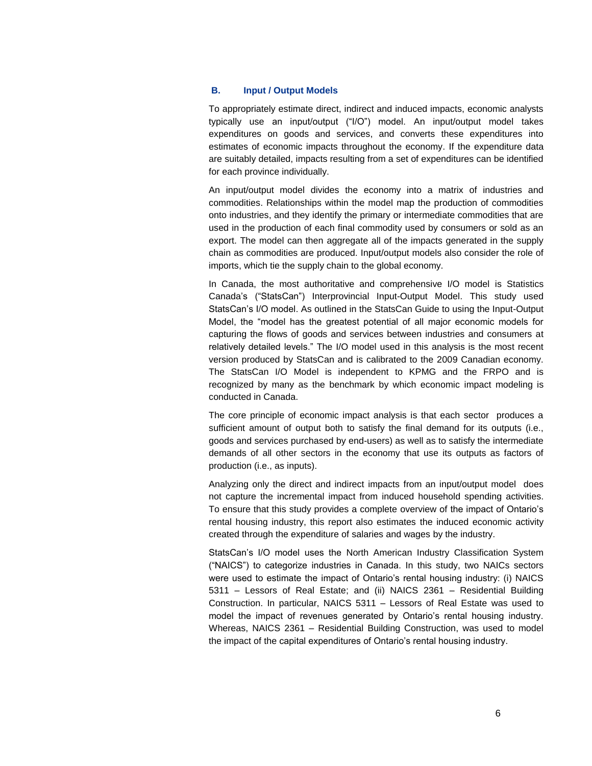### B. Input / Output Models

To appropriately estimate direct, indirect and induced impacts, economic analysts typically use an input/output ("I/O") model. An input/output model takes expenditures on goods and services, and converts these expenditures into estimates of economic impacts throughout the economy. If the expenditure data are suitably detailed, impacts resulting from a set of expenditures can be identified for each province individually.

An input/output model divides the economy into a matrix of industries and commodities. Relationships within the model map the production of commodities onto industries, and they identify the primary or intermediate commodities that are used in the production of each final commodity used by consumers or sold as an export. The model can then aggregate all of the impacts generated in the supply chain as commodities are produced. Input/output models also consider the role of imports, which tie the supply chain to the global economy.

In Canada, the most authoritative and comprehensive I/O model is Statistics Canada's ("StatsCan") Interprovincial Input-Output Model. This study used StatsCan's I/O model. As outlined in the StatsCan Guide to using the Input-Output Model, the "model has the greatest potential of all major economic models for capturing the flows of goods and services between industries and consumers at relatively detailed levels." The I/O model used in this analysis is the most recent version produced by StatsCan and is calibrated to the 2009 Canadian economy. The StatsCan I/O Model is independent to KPMG and the FRPO and is recognized by many as the benchmark by which economic impact modeling is conducted in Canada.

The core principle of economic impact analysis is that each sector produces a sufficient amount of output both to satisfy the final demand for its outputs (i.e., goods and services purchased by end-users) as well as to satisfy the intermediate demands of all other sectors in the economy that use its outputs as factors of production (i.e., as inputs).

Analyzing only the direct and indirect impacts from an input/output model does not capture the incremental impact from induced household spending activities. To ensure that this study provides a complete overview of the impact of Ontario's rental housing industry, this report also estimates the induced economic activity created through the expenditure of salaries and wages by the industry.

StatsCan's I/O model uses the North American Industry Classification System ("NAICS") to categorize industries in Canada. In this study, two NAICs sectors were used to estimate the impact of Ontario's rental housing industry: (i) NAICS 5311 – Lessors of Real Estate; and (ii) NAICS 2361 – Residential Building Construction. In particular, NAICS 5311 – Lessors of Real Estate was used to model the impact of revenues generated by Ontario's rental housing industry. Whereas, NAICS 2361 – Residential Building Construction, was used to model the impact of the capital expenditures of Ontario's rental housing industry.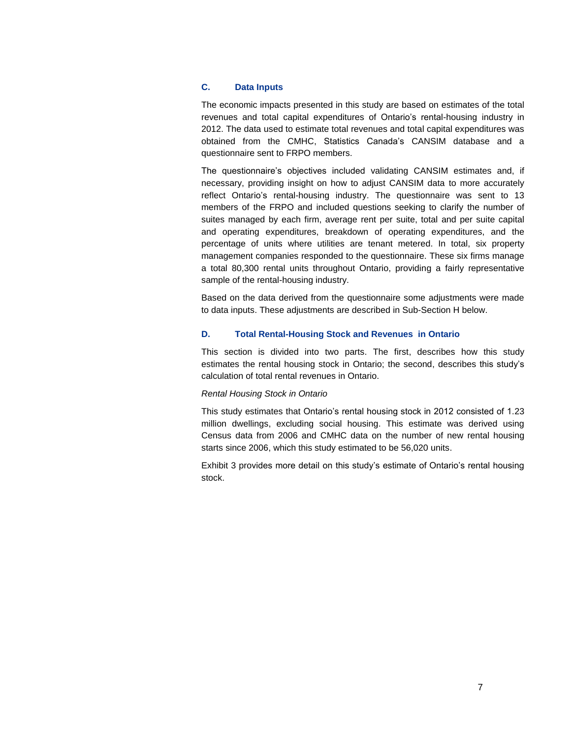### C. Data Inputs

The economic impacts presented in this study are based on estimates of the total revenues and total capital expenditures of Ontario's rental-housing industry in 2012. The data used to estimate total revenues and total capital expenditures was obtained from the CMHC, Statistics Canada's CANSIM database and a questionnaire sent to FRPO members.

The questionnaire's objectives included validating CANSIM estimates and, if necessary, providing insight on how to adjust CANSIM data to more accurately reflect Ontario's rental-housing industry. The questionnaire was sent to 13 members of the FRPO and included questions seeking to clarify the number of suites managed by each firm, average rent per suite, total and per suite capital and operating expenditures, breakdown of operating expenditures, and the percentage of units where utilities are tenant metered. In total, six property management companies responded to the questionnaire. These six firms manage a total 80,300 rental units throughout Ontario, providing a fairly representative sample of the rental-housing industry.

Based on the data derived from the questionnaire some adjustments were made to data inputs. These adjustments are described in Sub-Section H below.

### D. Total Rental-Housing Stock and Revenues in Ontario

This section is divided into two parts. The first, describes how this study estimates the rental housing stock in Ontario; the second, describes this study's calculation of total rental revenues in Ontario.

*Rental Housing Stock in Ontario*

This study estimates that Ontario's rental housing stock in 2012 consisted of 1.23 million dwellings, excluding social housing. This estimate was derived using Census data from 2006 and CMHC data on the number of new rental housing starts since 2006, which this study estimated to be 56,020 units.

Exhibit 3 provides more detail on this study's estimate of Ontario's rental housing stock.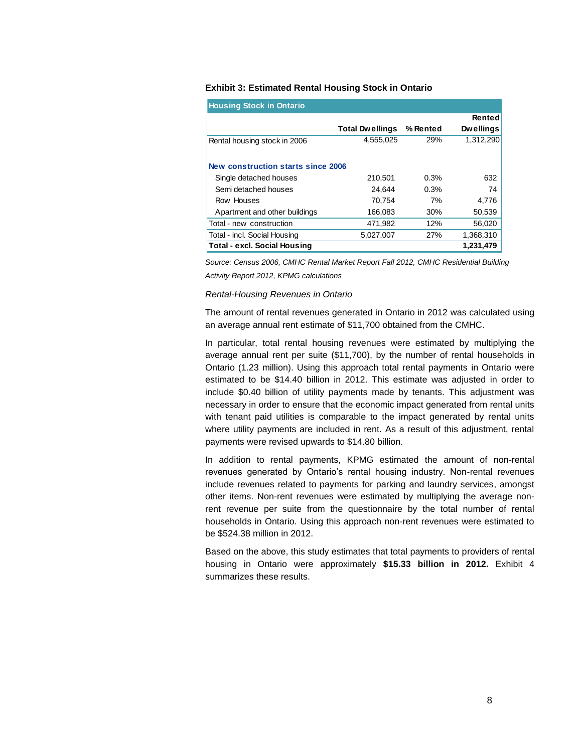**Exhibit 3: Estimated Rental Housing Stock in Ontario**

| Housing Stock in Ontario | | | |
|---|---|---|---|
| | Total Dwellings | % Rented | Rented Dwellings |
| Rental housing stock in 2006 | 4,555,025 | 29% | 1,312,290 |
| **New construction starts since 2006** | | | |
| Single detached houses | 210,501 | 0.3% | 632 |
| Semi detached houses | 24,644 | 0.3% | 74 |
| Row Houses | 70,754 | 7% | 4,776 |
| Apartment and other buildings | 166,083 | 30% | 50,539 |
| Total - new construction | 471,982 | 12% | 56,020 |
| Total - incl. Social Housing | 5,027,007 | 27% | 1,368,310 |
| **Total - excl. Social Housing** | | | **1,231,479** |

*Source: Census 2006, CMHC Rental Market Report Fall 2012, CMHC Residential Building Activity Report 2012, KPMG calculations*

*Rental-Housing Revenues in Ontario*

The amount of rental revenues generated in Ontario in 2012 was calculated using an average annual rent estimate of $11,700 obtained from the CMHC.

In particular, total rental housing revenues were estimated by multiplying the average annual rent per suite ($11,700), by the number of rental households in Ontario (1.23 million). Using this approach total rental payments in Ontario were estimated to be $14.40 billion in 2012. This estimate was adjusted in order to include $0.40 billion of utility payments made by tenants. This adjustment was necessary in order to ensure that the economic impact generated from rental units with tenant paid utilities is comparable to the impact generated by rental units where utility payments are included in rent. As a result of this adjustment, rental payments were revised upwards to $14.80 billion.

In addition to rental payments, KPMG estimated the amount of non-rental revenues generated by Ontario's rental housing industry. Non-rental revenues include revenues related to payments for parking and laundry services, amongst other items. Non-rent revenues were estimated by multiplying the average non-rent revenue per suite from the questionnaire by the total number of rental households in Ontario. Using this approach non-rent revenues were estimated to be $524.38 million in 2012.

Based on the above, this study estimates that total payments to providers of rental housing in Ontario were approximately **$15.33 billion in 2012.** Exhibit 4 summarizes these results.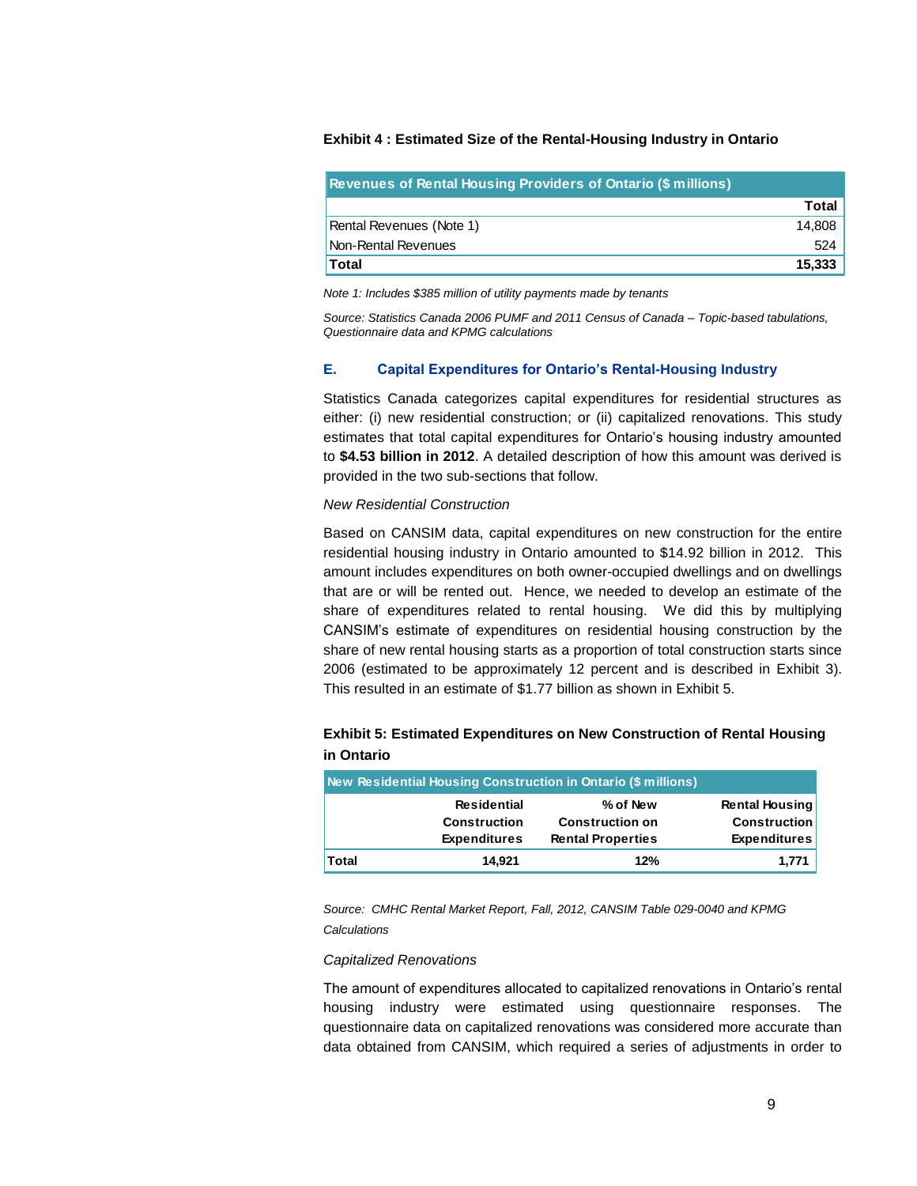**Exhibit 4 : Estimated Size of the Rental-Housing Industry in Ontario**

| Revenues of Rental Housing Providers of Ontario ($ millions) | |
|---|---|
| | **Total** |
| Rental Revenues (Note 1) | 14,808 |
| Non-Rental Revenues | 524 |
| **Total** | **15,333** |

*Note 1: Includes $385 million of utility payments made by tenants*

*Source: Statistics Canada 2006 PUMF and 2011 Census of Canada – Topic-based tabulations, Questionnaire data and KPMG calculations*

### E. Capital Expenditures for Ontario's Rental-Housing Industry

Statistics Canada categorizes capital expenditures for residential structures as either: (i) new residential construction; or (ii) capitalized renovations. This study estimates that total capital expenditures for Ontario's housing industry amounted to **$4.53 billion in 2012**. A detailed description of how this amount was derived is provided in the two sub-sections that follow.

*New Residential Construction*

Based on CANSIM data, capital expenditures on new construction for the entire residential housing industry in Ontario amounted to $14.92 billion in 2012. This amount includes expenditures on both owner-occupied dwellings and on dwellings that are or will be rented out. Hence, we needed to develop an estimate of the share of expenditures related to rental housing. We did this by multiplying CANSIM's estimate of expenditures on residential housing construction by the share of new rental housing starts as a proportion of total construction starts since 2006 (estimated to be approximately 12 percent and is described in Exhibit 3). This resulted in an estimate of $1.77 billion as shown in Exhibit 5.

**Exhibit 5: Estimated Expenditures on New Construction of Rental Housing in Ontario**

| New Residential Housing Construction in Ontario ($ millions) | | | |
|---|---|---|---|
| | **Residential Construction Expenditures** | **% of New Construction on Rental Properties** | **Rental Housing Construction Expenditures** |
| **Total** | **14,921** | **12%** | **1,771** |

*Source: CMHC Rental Market Report, Fall, 2012, CANSIM Table 029-0040 and KPMG Calculations*

*Capitalized Renovations*

The amount of expenditures allocated to capitalized renovations in Ontario's rental housing industry were estimated using questionnaire responses. The questionnaire data on capitalized renovations was considered more accurate than data obtained from CANSIM, which required a series of adjustments in order to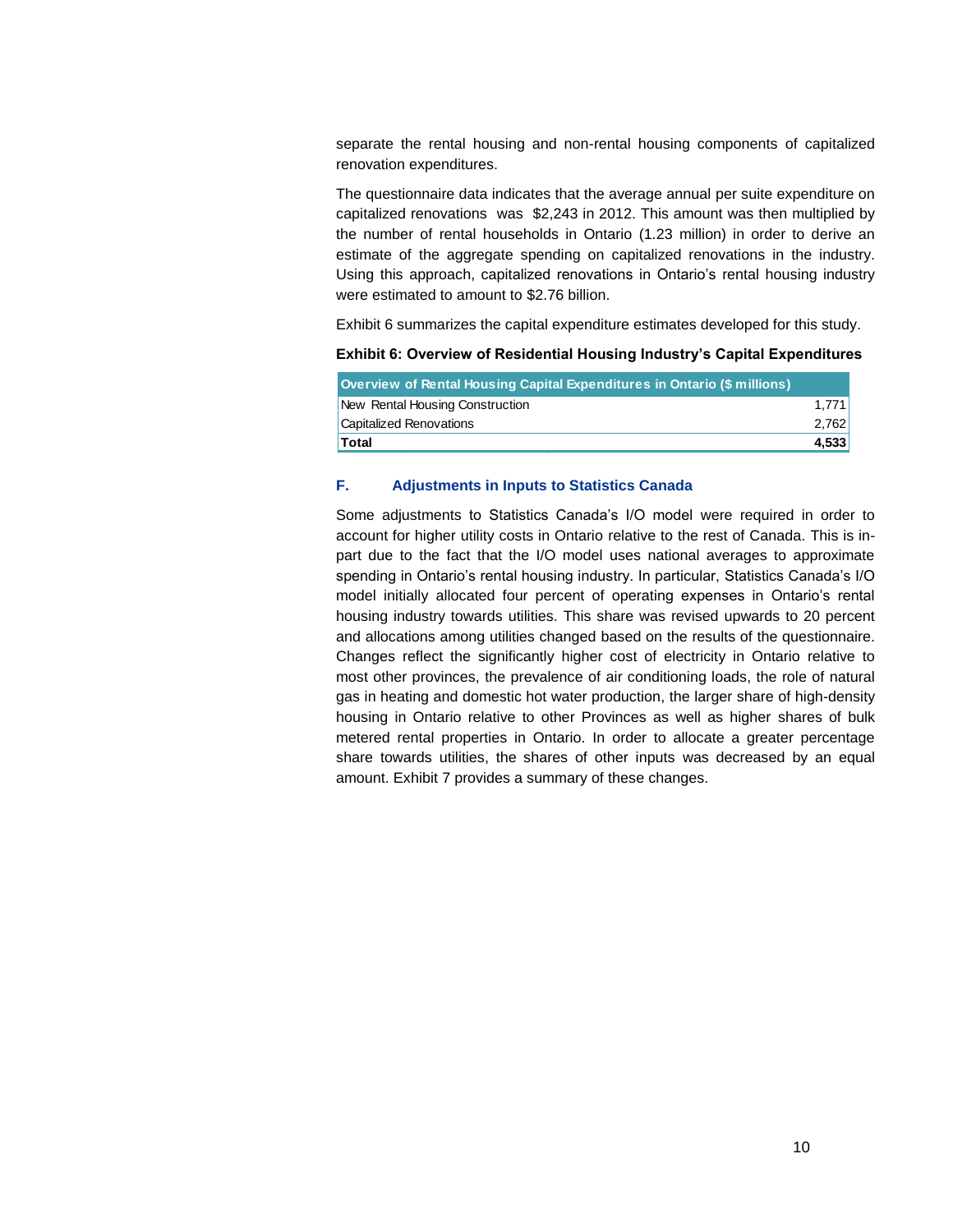separate the rental housing and non-rental housing components of capitalized renovation expenditures.

The questionnaire data indicates that the average annual per suite expenditure on capitalized renovations was $2,243 in 2012. This amount was then multiplied by the number of rental households in Ontario (1.23 million) in order to derive an estimate of the aggregate spending on capitalized renovations in the industry. Using this approach, capitalized renovations in Ontario's rental housing industry were estimated to amount to $2.76 billion.

Exhibit 6 summarizes the capital expenditure estimates developed for this study.

**Exhibit 6: Overview of Residential Housing Industry's Capital Expenditures**

| Overview of Rental Housing Capital Expenditures in Ontario ($ millions) | |
|---|---|
| New Rental Housing Construction | 1,771 |
| Capitalized Renovations | 2,762 |
| **Total** | **4,533** |

### F. Adjustments in Inputs to Statistics Canada

Some adjustments to Statistics Canada's I/O model were required in order to account for higher utility costs in Ontario relative to the rest of Canada. This is in-part due to the fact that the I/O model uses national averages to approximate spending in Ontario's rental housing industry. In particular, Statistics Canada's I/O model initially allocated four percent of operating expenses in Ontario's rental housing industry towards utilities. This share was revised upwards to 20 percent and allocations among utilities changed based on the results of the questionnaire. Changes reflect the significantly higher cost of electricity in Ontario relative to most other provinces, the prevalence of air conditioning loads, the role of natural gas in heating and domestic hot water production, the larger share of high-density housing in Ontario relative to other Provinces as well as higher shares of bulk metered rental properties in Ontario. In order to allocate a greater percentage share towards utilities, the shares of other inputs was decreased by an equal amount. Exhibit 7 provides a summary of these changes.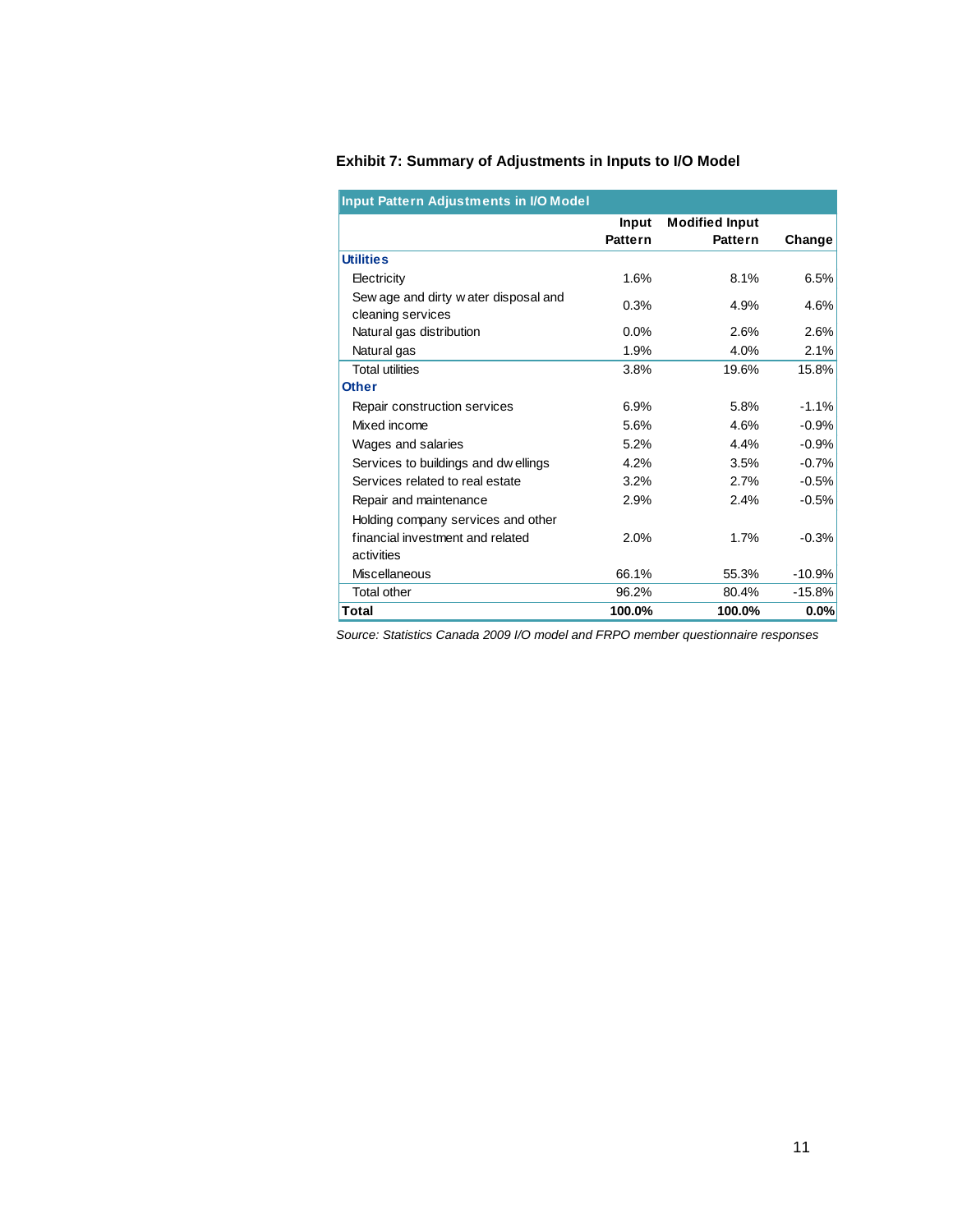**Exhibit 7: Summary of Adjustments in Inputs to I/O Model**

| Input Pattern Adjustments in I/O Model | | | |
|---|---|---|---|
| | Input Pattern | Modified Input Pattern | Change |
| **Utilities** | | | |
| Electricity | 1.6% | 8.1% | 6.5% |
| Sewage and dirty water disposal and cleaning services | 0.3% | 4.9% | 4.6% |
| Natural gas distribution | 0.0% | 2.6% | 2.6% |
| Natural gas | 1.9% | 4.0% | 2.1% |
| Total utilities | 3.8% | 19.6% | 15.8% |
| **Other** | | | |
| Repair construction services | 6.9% | 5.8% | -1.1% |
| Mixed income | 5.6% | 4.6% | -0.9% |
| Wages and salaries | 5.2% | 4.4% | -0.9% |
| Services to buildings and dwellings | 4.2% | 3.5% | -0.7% |
| Services related to real estate | 3.2% | 2.7% | -0.5% |
| Repair and maintenance | 2.9% | 2.4% | -0.5% |
| Holding company services and other financial investment and related activities | 2.0% | 1.7% | -0.3% |
| Miscellaneous | 66.1% | 55.3% | -10.9% |
| Total other | 96.2% | 80.4% | -15.8% |
| **Total** | **100.0%** | **100.0%** | **0.0%** |

*Source: Statistics Canada 2009 I/O model and FRPO member questionnaire responses*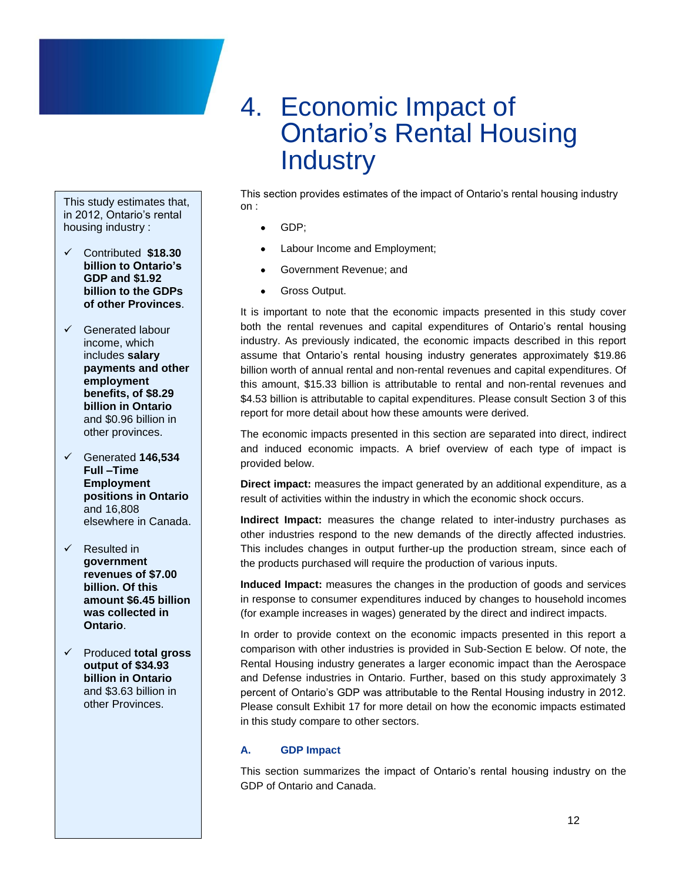# 4. Economic Impact of Ontario's Rental Housing Industry

This study estimates that, in 2012, Ontario's rental housing industry :

- ✓ Contributed **$18.30 billion to Ontario's GDP and $1.92 billion to the GDPs of other Provinces**.
- ✓ Generated labour income, which includes **salary payments and other employment benefits, of $8.29 billion in Ontario** and $0.96 billion in other provinces.
- ✓ Generated **146,534 Full –Time Employment positions in Ontario** and 16,808 elsewhere in Canada.
- ✓ Resulted in **government revenues of $7.00 billion. Of this amount $6.45 billion was collected in Ontario**.
- ✓ Produced **total gross output of $34.93 billion in Ontario** and $3.63 billion in other Provinces.

This section provides estimates of the impact of Ontario's rental housing industry on :

- GDP;
- Labour Income and Employment;
- Government Revenue; and
- Gross Output.

It is important to note that the economic impacts presented in this study cover both the rental revenues and capital expenditures of Ontario's rental housing industry. As previously indicated, the economic impacts described in this report assume that Ontario's rental housing industry generates approximately $19.86 billion worth of annual rental and non-rental revenues and capital expenditures. Of this amount, $15.33 billion is attributable to rental and non-rental revenues and $4.53 billion is attributable to capital expenditures. Please consult Section 3 of this report for more detail about how these amounts were derived.

The economic impacts presented in this section are separated into direct, indirect and induced economic impacts. A brief overview of each type of impact is provided below.

**Direct impact:** measures the impact generated by an additional expenditure, as a result of activities within the industry in which the economic shock occurs.

**Indirect Impact:** measures the change related to inter-industry purchases as other industries respond to the new demands of the directly affected industries. This includes changes in output further-up the production stream, since each of the products purchased will require the production of various inputs.

**Induced Impact:** measures the changes in the production of goods and services in response to consumer expenditures induced by changes to household incomes (for example increases in wages) generated by the direct and indirect impacts.

In order to provide context on the economic impacts presented in this report a comparison with other industries is provided in Sub-Section E below. Of note, the Rental Housing industry generates a larger economic impact than the Aerospace and Defense industries in Ontario. Further, based on this study approximately 3 percent of Ontario's GDP was attributable to the Rental Housing industry in 2012. Please consult Exhibit 17 for more detail on how the economic impacts estimated in this study compare to other sectors.

### A. GDP Impact

This section summarizes the impact of Ontario's rental housing industry on the GDP of Ontario and Canada.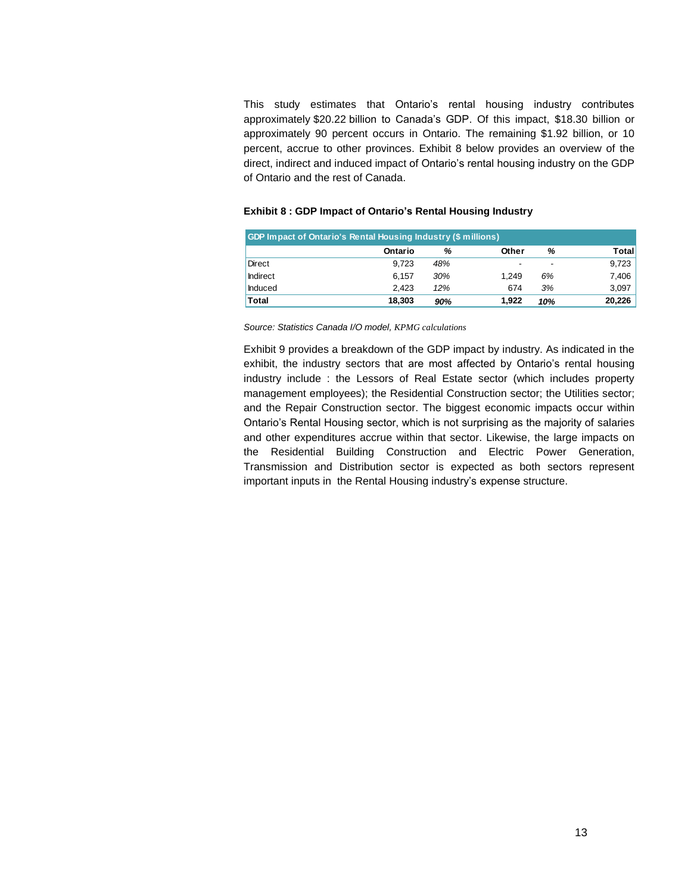This study estimates that Ontario's rental housing industry contributes approximately $20.22 billion to Canada's GDP. Of this impact, $18.30 billion or approximately 90 percent occurs in Ontario. The remaining $1.92 billion, or 10 percent, accrue to other provinces. Exhibit 8 below provides an overview of the direct, indirect and induced impact of Ontario's rental housing industry on the GDP of Ontario and the rest of Canada.

**Exhibit 8 : GDP Impact of Ontario's Rental Housing Industry**

| GDP Impact of Ontario's Rental Housing Industry ($ millions) | | | | | |
|---|---|---|---|---|---|
| | **Ontario** | ***%*** | **Other** | ***%*** | **Total** |
| Direct | 9,723 | *48%* | - | - | 9,723 |
| Indirect | 6,157 | *30%* | 1,249 | *6%* | 7,406 |
| Induced | 2,423 | *12%* | 674 | *3%* | 3,097 |
| **Total** | **18,303** | ***90%*** | **1,922** | ***10%*** | **20,226** |

*Source: Statistics Canada I/O model, KPMG calculations*

Exhibit 9 provides a breakdown of the GDP impact by industry. As indicated in the exhibit, the industry sectors that are most affected by Ontario's rental housing industry include : the Lessors of Real Estate sector (which includes property management employees); the Residential Construction sector; the Utilities sector; and the Repair Construction sector. The biggest economic impacts occur within Ontario's Rental Housing sector, which is not surprising as the majority of salaries and other expenditures accrue within that sector. Likewise, the large impacts on the Residential Building Construction and Electric Power Generation, Transmission and Distribution sector is expected as both sectors represent important inputs in the Rental Housing industry's expense structure.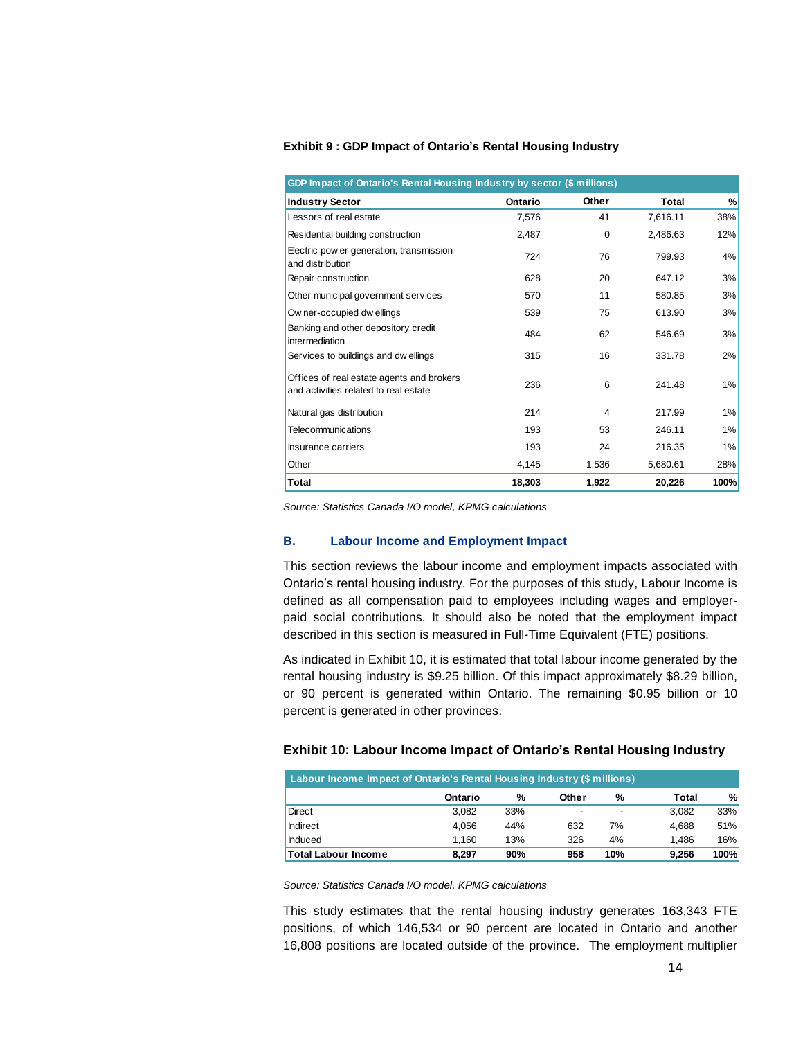**Exhibit 9 : GDP Impact of Ontario's Rental Housing Industry**

| GDP Impact of Ontario's Rental Housing Industry by sector ($ millions) | | | | |
|---|---|---|---|---|
| **Industry Sector** | **Ontario** | **Other** | **Total** | **%** |
| Lessors of real estate | 7,576 | 41 | 7,616.11 | 38% |
| Residential building construction | 2,487 | 0 | 2,486.63 | 12% |
| Electric power generation, transmission and distribution | 724 | 76 | 799.93 | 4% |
| Repair construction | 628 | 20 | 647.12 | 3% |
| Other municipal government services | 570 | 11 | 580.85 | 3% |
| Owner-occupied dwellings | 539 | 75 | 613.90 | 3% |
| Banking and other depository credit intermediation | 484 | 62 | 546.69 | 3% |
| Services to buildings and dwellings | 315 | 16 | 331.78 | 2% |
| Offices of real estate agents and brokers and activities related to real estate | 236 | 6 | 241.48 | 1% |
| Natural gas distribution | 214 | 4 | 217.99 | 1% |
| Telecommunications | 193 | 53 | 246.11 | 1% |
| Insurance carriers | 193 | 24 | 216.35 | 1% |
| Other | 4,145 | 1,536 | 5,680.61 | 28% |
| **Total** | **18,303** | **1,922** | **20,226** | **100%** |

*Source: Statistics Canada I/O model, KPMG calculations*

### B. Labour Income and Employment Impact

This section reviews the labour income and employment impacts associated with Ontario's rental housing industry. For the purposes of this study, Labour Income is defined as all compensation paid to employees including wages and employer-paid social contributions. It should also be noted that the employment impact described in this section is measured in Full-Time Equivalent (FTE) positions.

As indicated in Exhibit 10, it is estimated that total labour income generated by the rental housing industry is $9.25 billion. Of this impact approximately $8.29 billion, or 90 percent is generated within Ontario. The remaining $0.95 billion or 10 percent is generated in other provinces.

**Exhibit 10: Labour Income Impact of Ontario's Rental Housing Industry**

| Labour Income Impact of Ontario's Rental Housing Industry ($ millions) | | | | | | |
|---|---|---|---|---|---|---|
| | **Ontario** | **%** | **Other** | **%** | **Total** | **%** |
| Direct | 3,082 | 33% | - | - | 3,082 | 33% |
| Indirect | 4,056 | 44% | 632 | 7% | 4,688 | 51% |
| Induced | 1,160 | 13% | 326 | 4% | 1,486 | 16% |
| **Total Labour Income** | **8,297** | **90%** | **958** | **10%** | **9,256** | **100%** |

*Source: Statistics Canada I/O model, KPMG calculations*

This study estimates that the rental housing industry generates 163,343 FTE positions, of which 146,534 or 90 percent are located in Ontario and another 16,808 positions are located outside of the province. The employment multiplier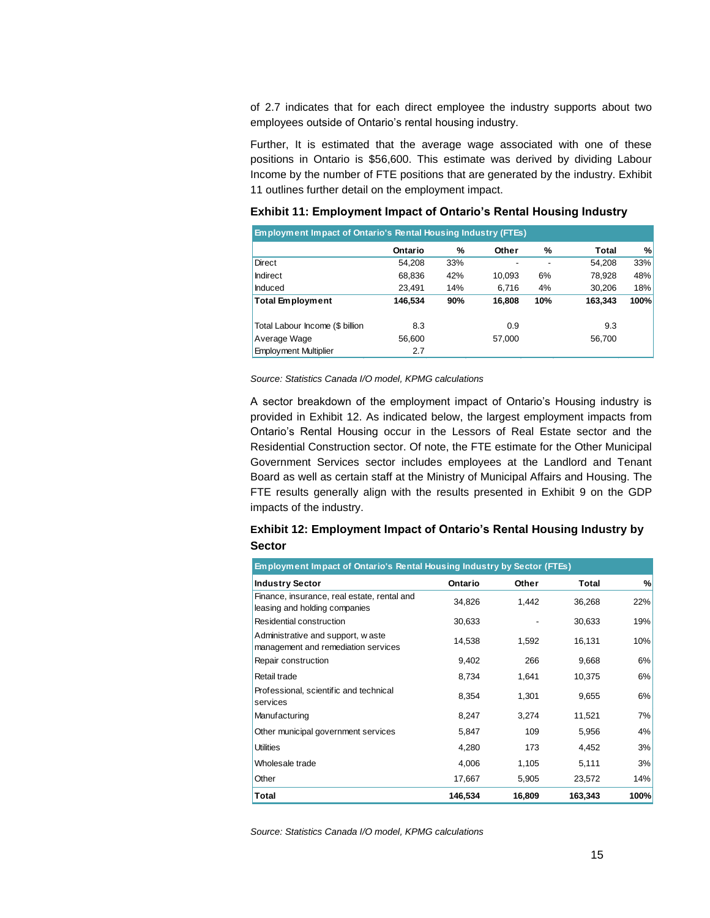of 2.7 indicates that for each direct employee the industry supports about two employees outside of Ontario's rental housing industry.

Further, It is estimated that the average wage associated with one of these positions in Ontario is $56,600. This estimate was derived by dividing Labour Income by the number of FTE positions that are generated by the industry. Exhibit 11 outlines further detail on the employment impact.

**Exhibit 11: Employment Impact of Ontario's Rental Housing Industry**

| Employment Impact of Ontario's Rental Housing Industry (FTEs) | | | | | | |
|---|---|---|---|---|---|---|
| | **Ontario** | **%** | **Other** | **%** | **Total** | **%** |
| Direct | 54,208 | 33% | - | - | 54,208 | 33% |
| Indirect | 68,836 | 42% | 10,093 | 6% | 78,928 | 48% |
| Induced | 23,491 | 14% | 6,716 | 4% | 30,206 | 18% |
| **Total Employment** | **146,534** | **90%** | **16,808** | **10%** | **163,343** | **100%** |
| | | | | | | |
| Total Labour Income ($ billion | 8.3 | | 0.9 | | 9.3 | |
| Average Wage | 56,600 | | 57,000 | | 56,700 | |
| Employment Multiplier | 2.7 | | | | | |

*Source: Statistics Canada I/O model, KPMG calculations*

A sector breakdown of the employment impact of Ontario's Housing industry is provided in Exhibit 12. As indicated below, the largest employment impacts from Ontario's Rental Housing occur in the Lessors of Real Estate sector and the Residential Construction sector. Of note, the FTE estimate for the Other Municipal Government Services sector includes employees at the Landlord and Tenant Board as well as certain staff at the Ministry of Municipal Affairs and Housing. The FTE results generally align with the results presented in Exhibit 9 on the GDP impacts of the industry.

**Exhibit 12: Employment Impact of Ontario's Rental Housing Industry by Sector**

| Employment Impact of Ontario's Rental Housing Industry by Sector (FTEs) | | | | |
|---|---|---|---|---|
| **Industry Sector** | **Ontario** | **Other** | **Total** | **%** |
| Finance, insurance, real estate, rental and leasing and holding companies | 34,826 | 1,442 | 36,268 | 22% |
| Residential construction | 30,633 | - | 30,633 | 19% |
| Administrative and support, waste management and remediation services | 14,538 | 1,592 | 16,131 | 10% |
| Repair construction | 9,402 | 266 | 9,668 | 6% |
| Retail trade | 8,734 | 1,641 | 10,375 | 6% |
| Professional, scientific and technical services | 8,354 | 1,301 | 9,655 | 6% |
| Manufacturing | 8,247 | 3,274 | 11,521 | 7% |
| Other municipal government services | 5,847 | 109 | 5,956 | 4% |
| Utilities | 4,280 | 173 | 4,452 | 3% |
| Wholesale trade | 4,006 | 1,105 | 5,111 | 3% |
| Other | 17,667 | 5,905 | 23,572 | 14% |
| **Total** | **146,534** | **16,809** | **163,343** | **100%** |

*Source: Statistics Canada I/O model, KPMG calculations*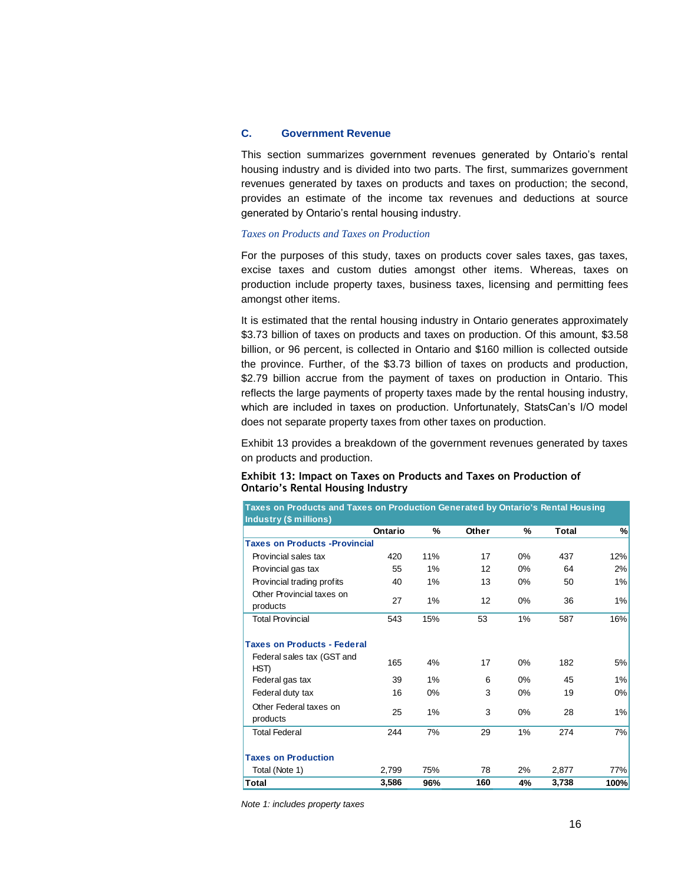## C. Government Revenue

This section summarizes government revenues generated by Ontario's rental housing industry and is divided into two parts. The first, summarizes government revenues generated by taxes on products and taxes on production; the second, provides an estimate of the income tax revenues and deductions at source generated by Ontario's rental housing industry.

*Taxes on Products and Taxes on Production*

For the purposes of this study, taxes on products cover sales taxes, gas taxes, excise taxes and custom duties amongst other items. Whereas, taxes on production include property taxes, business taxes, licensing and permitting fees amongst other items.

It is estimated that the rental housing industry in Ontario generates approximately $3.73 billion of taxes on products and taxes on production. Of this amount, $3.58 billion, or 96 percent, is collected in Ontario and $160 million is collected outside the province. Further, of the $3.73 billion of taxes on products and production, $2.79 billion accrue from the payment of taxes on production in Ontario. This reflects the large payments of property taxes made by the rental housing industry, which are included in taxes on production. Unfortunately, StatsCan's I/O model does not separate property taxes from other taxes on production.

Exhibit 13 provides a breakdown of the government revenues generated by taxes on products and production.

**Exhibit 13: Impact on Taxes on Products and Taxes on Production of Ontario's Rental Housing Industry**

| Taxes on Products and Taxes on Production Generated by Ontario's Rental Housing Industry ($ millions) | Ontario | % | Other | % | Total | % |
|---|---|---|---|---|---|---|
| **Taxes on Products -Provincial** | | | | | | |
| Provincial sales tax | 420 | 11% | 17 | 0% | 437 | 12% |
| Provincial gas tax | 55 | 1% | 12 | 0% | 64 | 2% |
| Provincial trading profits | 40 | 1% | 13 | 0% | 50 | 1% |
| Other Provincial taxes on products | 27 | 1% | 12 | 0% | 36 | 1% |
| Total Provincial | 543 | 15% | 53 | 1% | 587 | 16% |
| **Taxes on Products - Federal** | | | | | | |
| Federal sales tax (GST and HST) | 165 | 4% | 17 | 0% | 182 | 5% |
| Federal gas tax | 39 | 1% | 6 | 0% | 45 | 1% |
| Federal duty tax | 16 | 0% | 3 | 0% | 19 | 0% |
| Other Federal taxes on products | 25 | 1% | 3 | 0% | 28 | 1% |
| Total Federal | 244 | 7% | 29 | 1% | 274 | 7% |
| **Taxes on Production** | | | | | | |
| Total (Note 1) | 2,799 | 75% | 78 | 2% | 2,877 | 77% |
| **Total** | **3,586** | **96%** | **160** | **4%** | **3,738** | **100%** |

*Note 1: includes property taxes*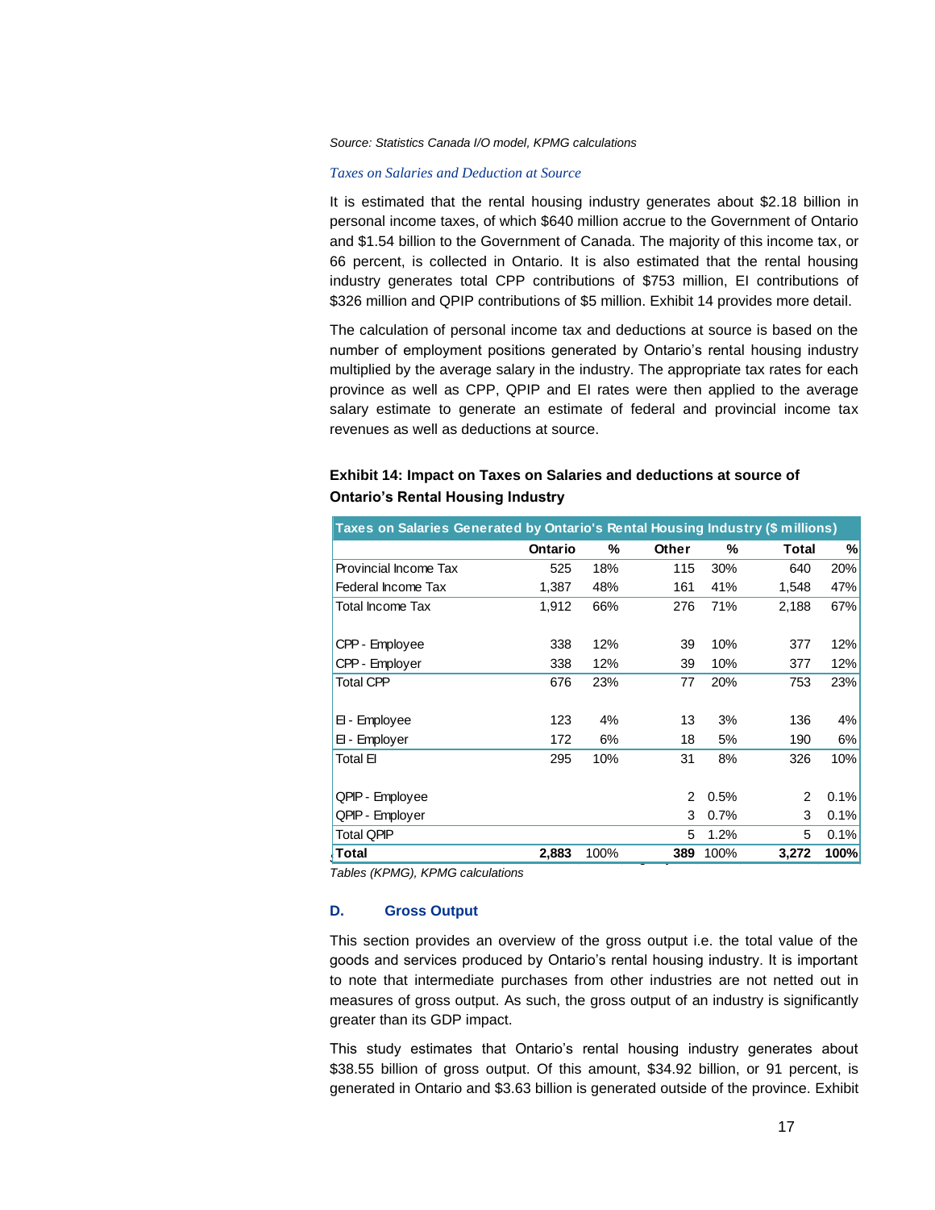*Source: Statistics Canada I/O model, KPMG calculations*

*Taxes on Salaries and Deduction at Source*

It is estimated that the rental housing industry generates about $2.18 billion in personal income taxes, of which $640 million accrue to the Government of Ontario and $1.54 billion to the Government of Canada. The majority of this income tax, or 66 percent, is collected in Ontario. It is also estimated that the rental housing industry generates total CPP contributions of $753 million, EI contributions of $326 million and QPIP contributions of $5 million. Exhibit 14 provides more detail.

The calculation of personal income tax and deductions at source is based on the number of employment positions generated by Ontario's rental housing industry multiplied by the average salary in the industry. The appropriate tax rates for each province as well as CPP, QPIP and EI rates were then applied to the average salary estimate to generate an estimate of federal and provincial income tax revenues as well as deductions at source.

**Exhibit 14: Impact on Taxes on Salaries and deductions at source of Ontario's Rental Housing Industry**

| Taxes on Salaries Generated by Ontario's Rental Housing Industry ($ millions) | | | | | | |
|---|---|---|---|---|---|---|
| | **Ontario** | **%** | **Other** | **%** | **Total** | **%** |
| Provincial Income Tax | 525 | 18% | 115 | 30% | 640 | 20% |
| Federal Income Tax | 1,387 | 48% | 161 | 41% | 1,548 | 47% |
| Total Income Tax | 1,912 | 66% | 276 | 71% | 2,188 | 67% |
| | | | | | | |
| CPP - Employee | 338 | 12% | 39 | 10% | 377 | 12% |
| CPP - Employer | 338 | 12% | 39 | 10% | 377 | 12% |
| Total CPP | 676 | 23% | 77 | 20% | 753 | 23% |
| | | | | | | |
| EI - Employee | 123 | 4% | 13 | 3% | 136 | 4% |
| EI - Employer | 172 | 6% | 18 | 5% | 190 | 6% |
| Total EI | 295 | 10% | 31 | 8% | 326 | 10% |
| | | | | | | |
| QPIP - Employee | | | 2 | 0.5% | 2 | 0.1% |
| QPIP - Employer | | | 3 | 0.7% | 3 | 0.1% |
| Total QPIP | | | 5 | 1.2% | 5 | 0.1% |
| **Total** | **2,883** | 100% | **389** | 100% | **3,272** | **100%** |

*Tables (KPMG), KPMG calculations*

### D. Gross Output

This section provides an overview of the gross output i.e. the total value of the goods and services produced by Ontario's rental housing industry. It is important to note that intermediate purchases from other industries are not netted out in measures of gross output. As such, the gross output of an industry is significantly greater than its GDP impact.

This study estimates that Ontario's rental housing industry generates about $38.55 billion of gross output. Of this amount, $34.92 billion, or 91 percent, is generated in Ontario and $3.63 billion is generated outside of the province. Exhibit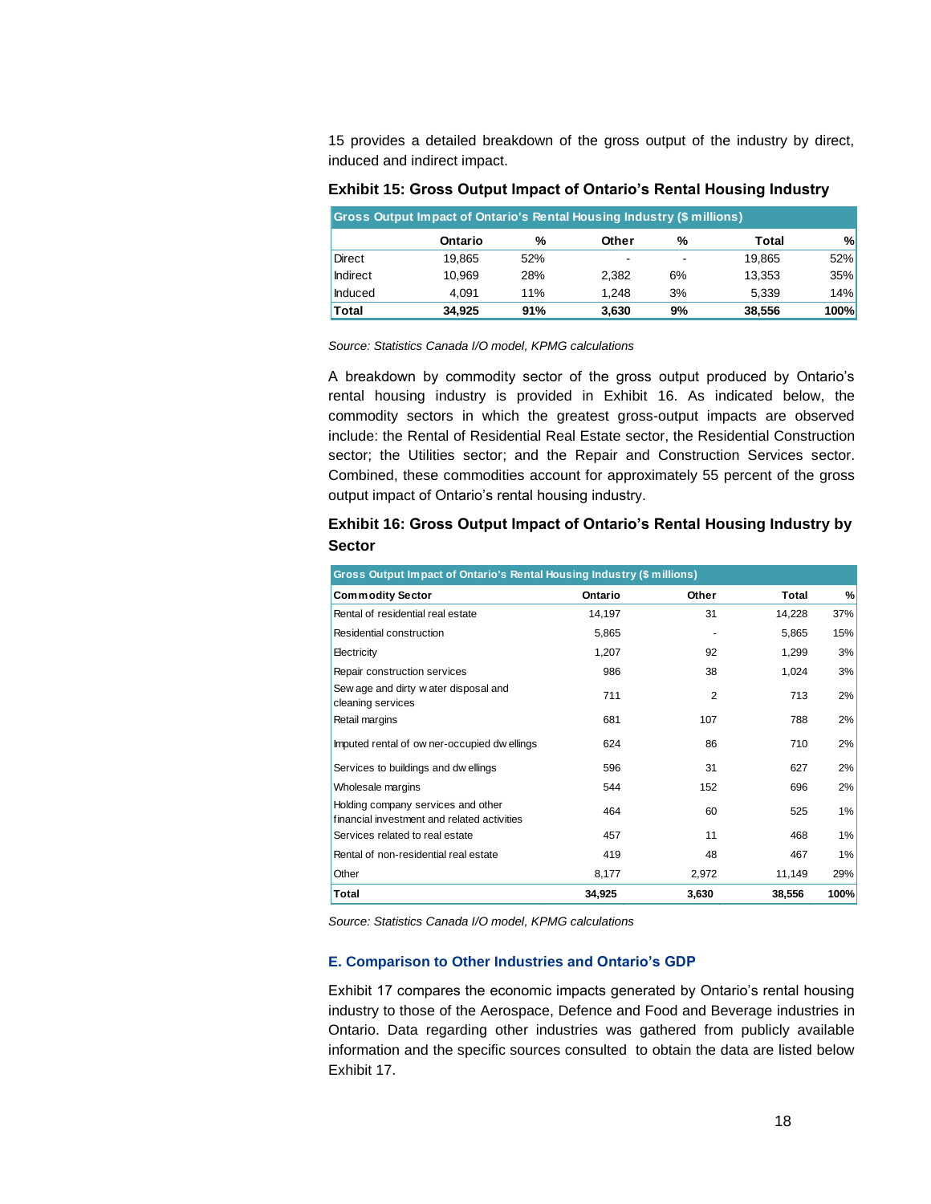15 provides a detailed breakdown of the gross output of the industry by direct, induced and indirect impact.

**Exhibit 15: Gross Output Impact of Ontario's Rental Housing Industry**

| Gross Output Impact of Ontario's Rental Housing Industry ($ millions) | | | | | | |
|---|---|---|---|---|---|---|
| | Ontario | % | Other | % | Total | % |
| Direct | 19,865 | 52% | - | - | 19,865 | 52% |
| Indirect | 10,969 | 28% | 2,382 | 6% | 13,353 | 35% |
| Induced | 4,091 | 11% | 1,248 | 3% | 5,339 | 14% |
| **Total** | **34,925** | **91%** | **3,630** | **9%** | **38,556** | **100%** |

*Source: Statistics Canada I/O model, KPMG calculations*

A breakdown by commodity sector of the gross output produced by Ontario's rental housing industry is provided in Exhibit 16. As indicated below, the commodity sectors in which the greatest gross-output impacts are observed include: the Rental of Residential Real Estate sector, the Residential Construction sector; the Utilities sector; and the Repair and Construction Services sector. Combined, these commodities account for approximately 55 percent of the gross output impact of Ontario's rental housing industry.

**Exhibit 16: Gross Output Impact of Ontario's Rental Housing Industry by Sector**

| Gross Output Impact of Ontario's Rental Housing Industry ($ millions) | | | | |
|---|---|---|---|---|
| **Commodity Sector** | **Ontario** | **Other** | **Total** | **%** |
| Rental of residential real estate | 14,197 | 31 | 14,228 | 37% |
| Residential construction | 5,865 | - | 5,865 | 15% |
| Electricity | 1,207 | 92 | 1,299 | 3% |
| Repair construction services | 986 | 38 | 1,024 | 3% |
| Sewage and dirty water disposal and cleaning services | 711 | 2 | 713 | 2% |
| Retail margins | 681 | 107 | 788 | 2% |
| Imputed rental of owner-occupied dwellings | 624 | 86 | 710 | 2% |
| Services to buildings and dwellings | 596 | 31 | 627 | 2% |
| Wholesale margins | 544 | 152 | 696 | 2% |
| Holding company services and other financial investment and related activities | 464 | 60 | 525 | 1% |
| Services related to real estate | 457 | 11 | 468 | 1% |
| Rental of non-residential real estate | 419 | 48 | 467 | 1% |
| Other | 8,177 | 2,972 | 11,149 | 29% |
| **Total** | **34,925** | **3,630** | **38,556** | **100%** |

*Source: Statistics Canada I/O model, KPMG calculations*

### E. Comparison to Other Industries and Ontario's GDP

Exhibit 17 compares the economic impacts generated by Ontario's rental housing industry to those of the Aerospace, Defence and Food and Beverage industries in Ontario. Data regarding other industries was gathered from publicly available information and the specific sources consulted to obtain the data are listed below Exhibit 17.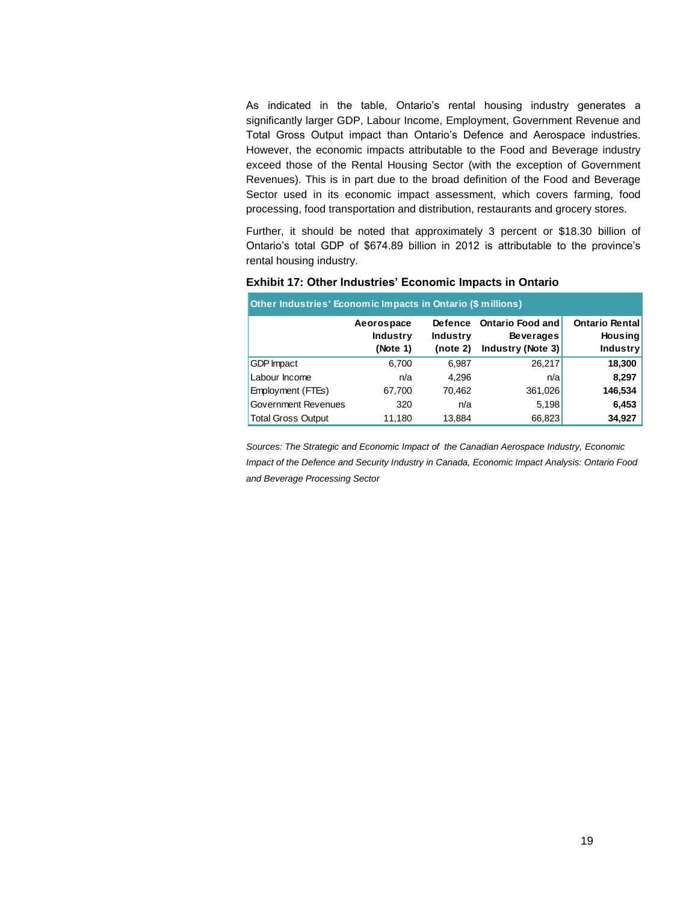As indicated in the table, Ontario's rental housing industry generates a significantly larger GDP, Labour Income, Employment, Government Revenue and Total Gross Output impact than Ontario's Defence and Aerospace industries. However, the economic impacts attributable to the Food and Beverage industry exceed those of the Rental Housing Sector (with the exception of Government Revenues). This is in part due to the broad definition of the Food and Beverage Sector used in its economic impact assessment, which covers farming, food processing, food transportation and distribution, restaurants and grocery stores.

Further, it should be noted that approximately 3 percent or $18.30 billion of Ontario's total GDP of $674.89 billion in 2012 is attributable to the province's rental housing industry.

**Exhibit 17: Other Industries' Economic Impacts in Ontario**

| Other Industries' Economic Impacts in Ontario ($ millions) | | | | |
|---|---|---|---|---|
| | **Aerospace Industry (Note 1)** | **Defence Industry (note 2)** | **Ontario Food and Beverages Industry (Note 3)** | **Ontario Rental Housing Industry** |
| GDP Impact | 6,700 | 6,987 | 26,217 | **18,300** |
| Labour Income | n/a | 4,296 | n/a | **8,297** |
| Employment (FTEs) | 67,700 | 70,462 | 361,026 | **146,534** |
| Government Revenues | 320 | n/a | 5,198 | **6,453** |
| Total Gross Output | 11,180 | 13,884 | 66,823 | **34,927** |

*Sources: The Strategic and Economic Impact of the Canadian Aerospace Industry, Economic Impact of the Defence and Security Industry in Canada, Economic Impact Analysis: Ontario Food and Beverage Processing Sector*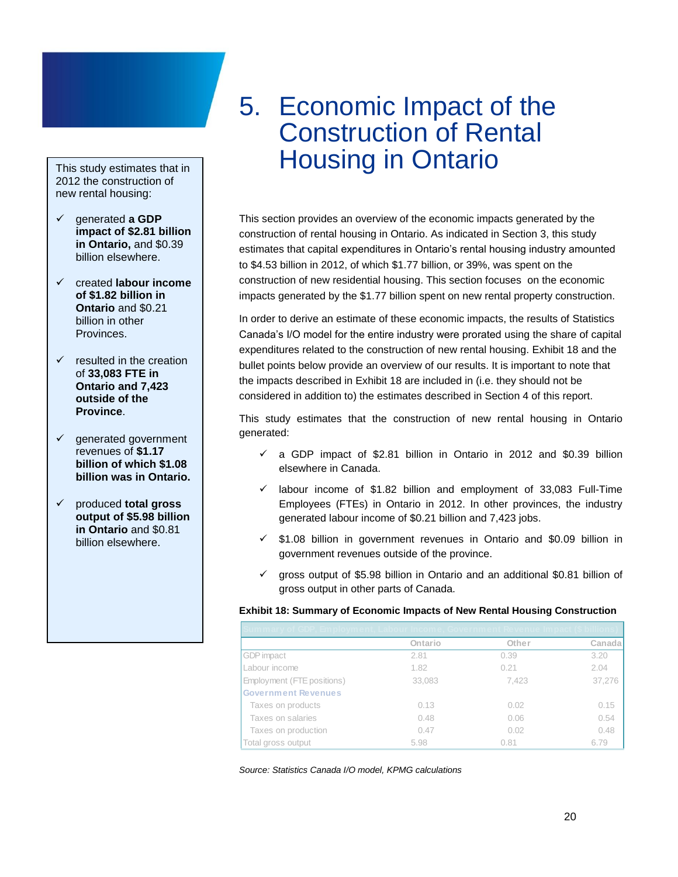# 5. Economic Impact of the Construction of Rental Housing in Ontario

This study estimates that in 2012 the construction of new rental housing:

- ✓ generated **a GDP impact of $2.81 billion in Ontario,** and $0.39 billion elsewhere.
- ✓ created **labour income of $1.82 billion in Ontario** and $0.21 billion in other Provinces.
- ✓ resulted in the creation of **33,083 FTE in Ontario and 7,423 outside of the Province**.
- ✓ generated government revenues of **$1.17 billion of which $1.08 billion was in Ontario.**
- ✓ produced **total gross output of $5.98 billion in Ontario** and $0.81 billion elsewhere.

This section provides an overview of the economic impacts generated by the construction of rental housing in Ontario. As indicated in Section 3, this study estimates that capital expenditures in Ontario's rental housing industry amounted to $4.53 billion in 2012, of which $1.77 billion, or 39%, was spent on the construction of new residential housing. This section focuses on the economic impacts generated by the $1.77 billion spent on new rental property construction.

In order to derive an estimate of these economic impacts, the results of Statistics Canada's I/O model for the entire industry were prorated using the share of capital expenditures related to the construction of new rental housing. Exhibit 18 and the bullet points below provide an overview of our results. It is important to note that the impacts described in Exhibit 18 are included in (i.e. they should not be considered in addition to) the estimates described in Section 4 of this report.

This study estimates that the construction of new rental housing in Ontario generated:

- ✓ a GDP impact of $2.81 billion in Ontario in 2012 and $0.39 billion elsewhere in Canada.
- ✓ labour income of $1.82 billion and employment of 33,083 Full-Time Employees (FTEs) in Ontario in 2012. In other provinces, the industry generated labour income of $0.21 billion and 7,423 jobs.
- ✓ $1.08 billion in government revenues in Ontario and $0.09 billion in government revenues outside of the province.
- ✓ gross output of $5.98 billion in Ontario and an additional $0.81 billion of gross output in other parts of Canada.

**Exhibit 18: Summary of Economic Impacts of New Rental Housing Construction**

| Summary of GDP, Employment, Labour Income, Government Revenue Impact ($ billions) | | | |
|---|---|---|---|
| | Ontario | Other | Canada |
| GDP impact | 2.81 | 0.39 | 3.20 |
| Labour income | 1.82 | 0.21 | 2.04 |
| Employment (FTE positions) | 33,083 | 7,423 | 37,276 |
| **Government Revenues** | | | |
| Taxes on products | 0.13 | 0.02 | 0.15 |
| Taxes on salaries | 0.48 | 0.06 | 0.54 |
| Taxes on production | 0.47 | 0.02 | 0.48 |
| Total gross output | 5.98 | 0.81 | 6.79 |

*Source: Statistics Canada I/O model, KPMG calculations*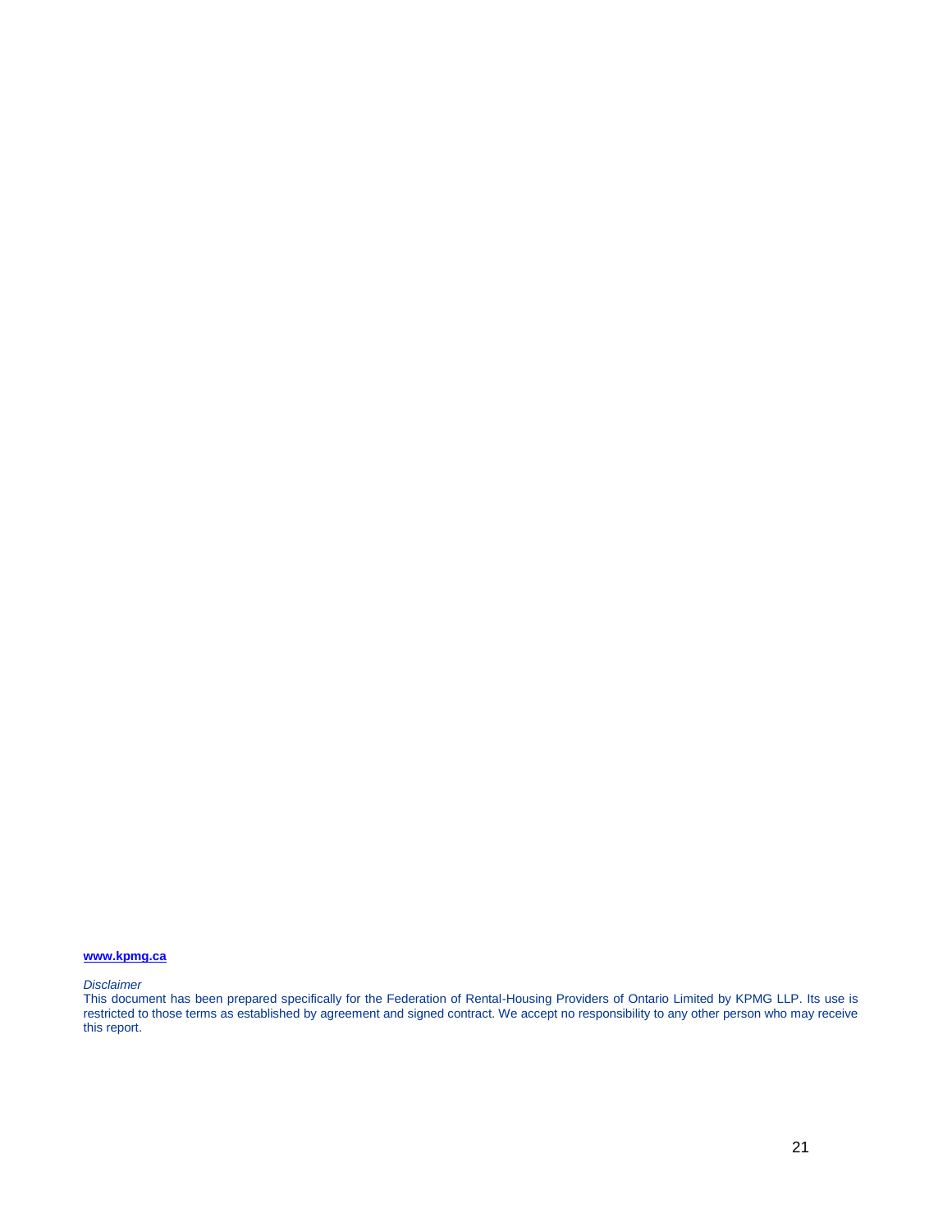**www.kpmg.ca**

*Disclaimer*

This document has been prepared specifically for the Federation of Rental-Housing Providers of Ontario Limited by KPMG LLP. Its use is restricted to those terms as established by agreement and signed contract. We accept no responsibility to any other person who may receive this report.